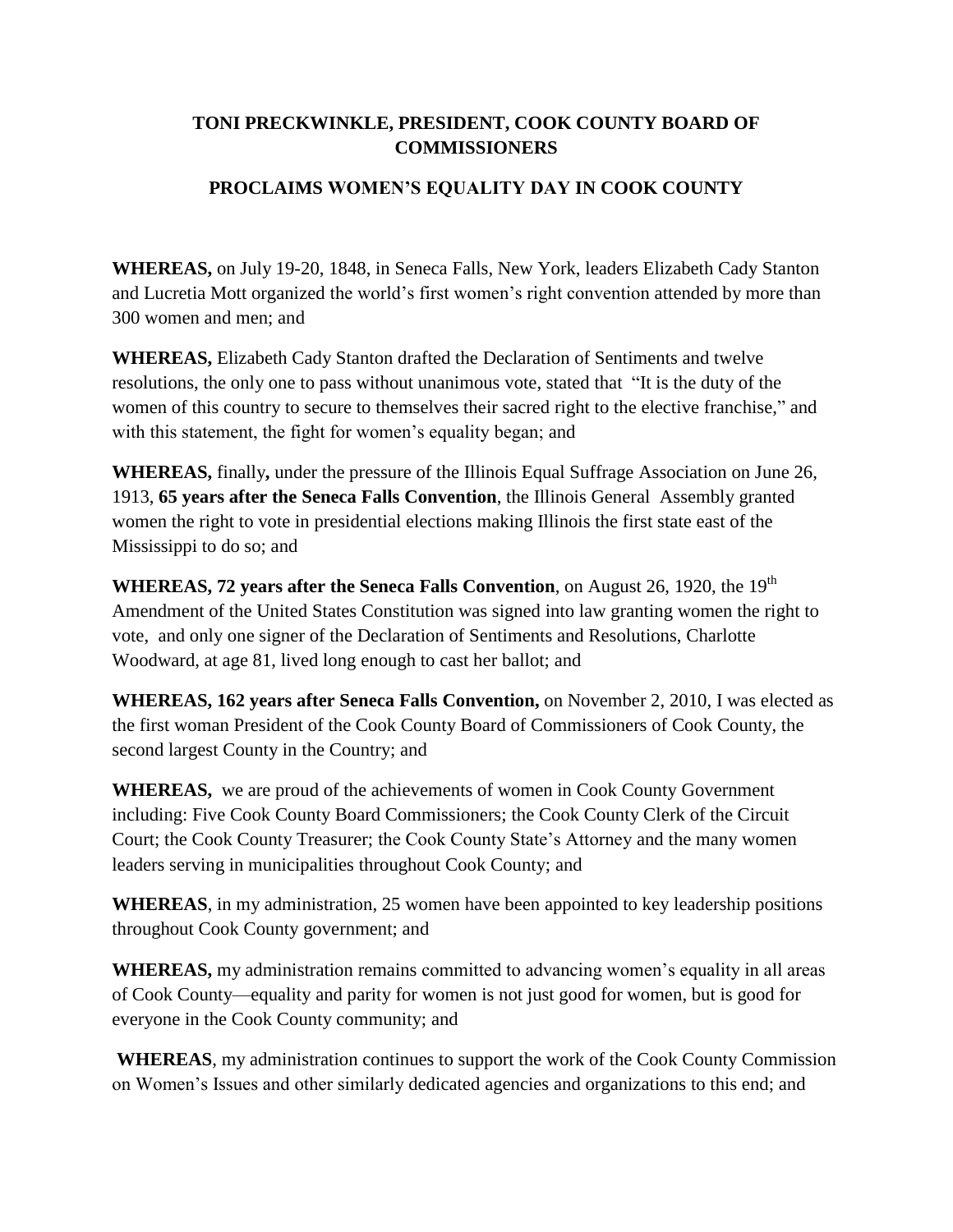# TONI PRECKWINKLE, PRESIDENT, COOK COUNTY BOARD OF COMMISSIONERS

## PROCLAIMS WOMEN'S EQUALITY DAY IN COOK COUNTY

**WHEREAS,** on July 19-20, 1848, in Seneca Falls, New York, leaders Elizabeth Cady Stanton and Lucretia Mott organized the world's first women's right convention attended by more than 300 women and men; and

**WHEREAS,** Elizabeth Cady Stanton drafted the Declaration of Sentiments and twelve resolutions, the only one to pass without unanimous vote, stated that "It is the duty of the women of this country to secure to themselves their sacred right to the elective franchise," and with this statement, the fight for women's equality began; and

**WHEREAS,** finally**,** under the pressure of the Illinois Equal Suffrage Association on June 26, 1913, **65 years after the Seneca Falls Convention**, the Illinois General Assembly granted women the right to vote in presidential elections making Illinois the first state east of the Mississippi to do so; and

**WHEREAS, 72 years after the Seneca Falls Convention**, on August 26, 1920, the 19th Amendment of the United States Constitution was signed into law granting women the right to vote, and only one signer of the Declaration of Sentiments and Resolutions, Charlotte Woodward, at age 81, lived long enough to cast her ballot; and

**WHEREAS, 162 years after Seneca Falls Convention,** on November 2, 2010, I was elected as the first woman President of the Cook County Board of Commissioners of Cook County, the second largest County in the Country; and

**WHEREAS,** we are proud of the achievements of women in Cook County Government including: Five Cook County Board Commissioners; the Cook County Clerk of the Circuit Court; the Cook County Treasurer; the Cook County State's Attorney and the many women leaders serving in municipalities throughout Cook County; and

**WHEREAS**, in my administration, 25 women have been appointed to key leadership positions throughout Cook County government; and

**WHEREAS,** my administration remains committed to advancing women's equality in all areas of Cook County—equality and parity for women is not just good for women, but is good for everyone in the Cook County community; and

**WHEREAS**, my administration continues to support the work of the Cook County Commission on Women's Issues and other similarly dedicated agencies and organizations to this end; and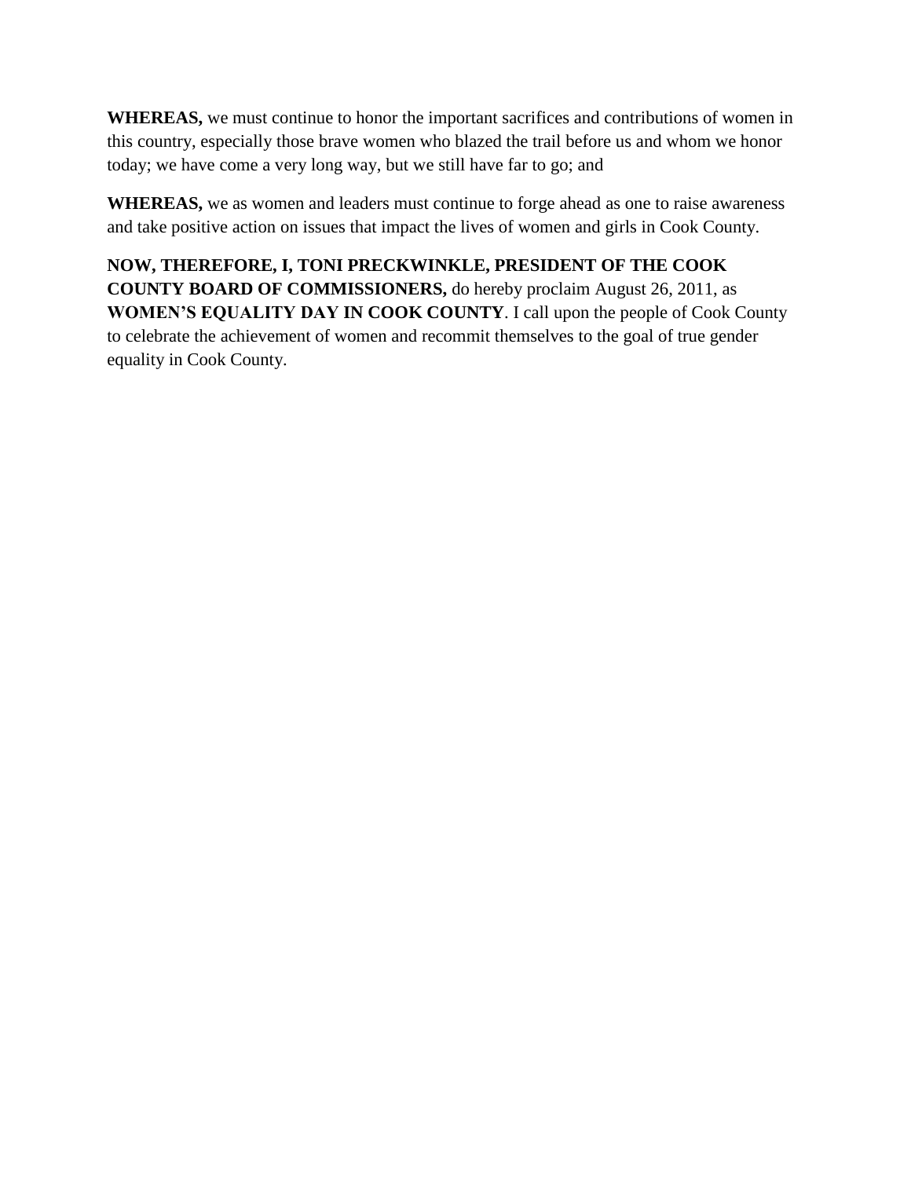**WHEREAS,** we must continue to honor the important sacrifices and contributions of women in this country, especially those brave women who blazed the trail before us and whom we honor today; we have come a very long way, but we still have far to go; and

**WHEREAS,** we as women and leaders must continue to forge ahead as one to raise awareness and take positive action on issues that impact the lives of women and girls in Cook County.

**NOW, THEREFORE, I, TONI PRECKWINKLE, PRESIDENT OF THE COOK COUNTY BOARD OF COMMISSIONERS,** do hereby proclaim August 26, 2011, as **WOMEN'S EQUALITY DAY IN COOK COUNTY**. I call upon the people of Cook County to celebrate the achievement of women and recommit themselves to the goal of true gender equality in Cook County.